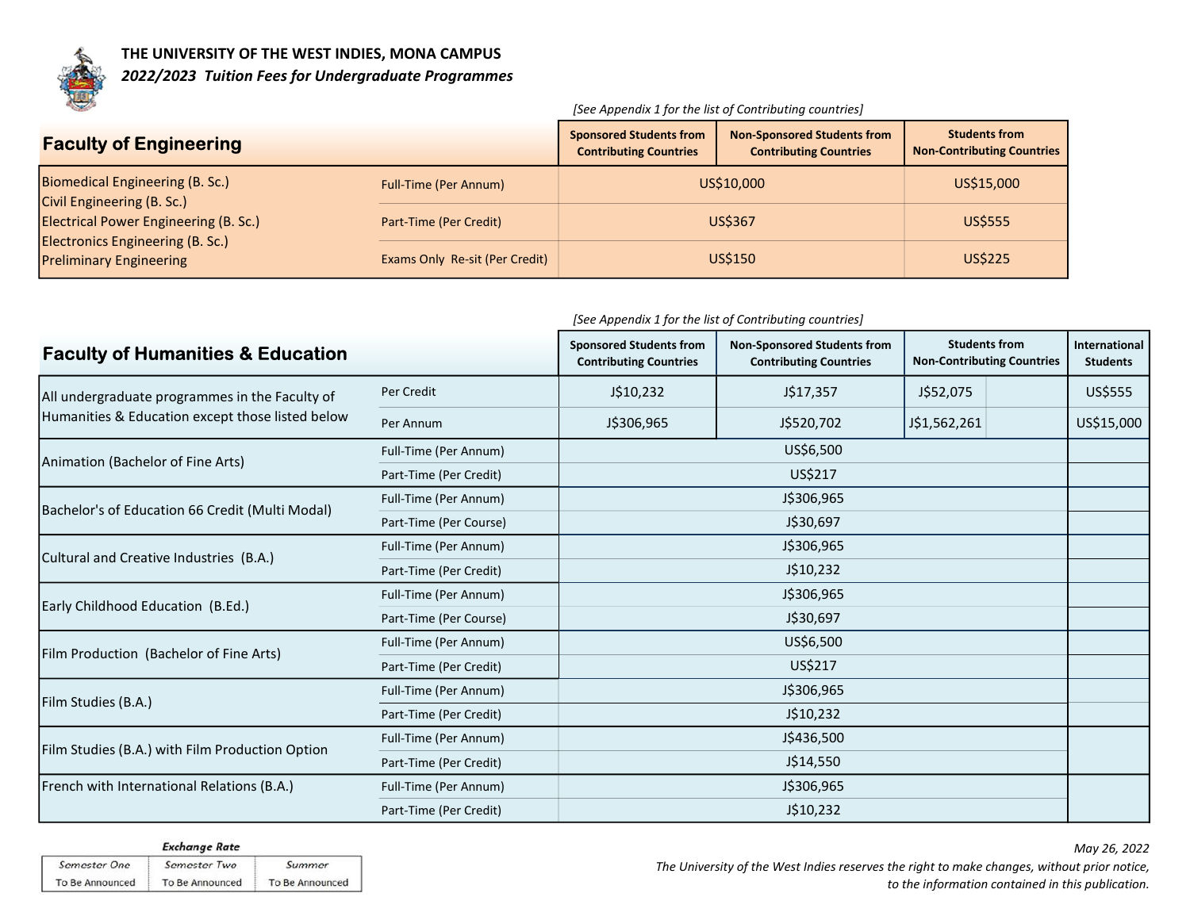**THE UNIVERSITY OF THE WEST INDIES, MONA CAMPUS**

***2022/2023 Tuition Fees for Undergraduate Programmes***

*[See Appendix 1 for the list of Contributing countries]*

| Faculty of Engineering | | Sponsored Students from Contributing Countries | Non-Sponsored Students from Contributing Countries | Students from Non-Contributing Countries |
|---|---|---|---|---|
| Biomedical Engineering (B. Sc.)<br>Civil Engineering (B. Sc.)<br>Electrical Power Engineering (B. Sc.)<br>Electronics Engineering (B. Sc.)<br>Preliminary Engineering | Full-Time (Per Annum) | US$10,000 | | US$15,000 |
| | Part-Time (Per Credit) | US$367 | | US$555 |
| | Exams Only Re-sit (Per Credit) | US$150 | | US$225 |

*[See Appendix 1 for the list of Contributing countries]*

| Faculty of Humanities & Education | | Sponsored Students from Contributing Countries | Non-Sponsored Students from Contributing Countries | Students from Non-Contributing Countries | International Students |
|---|---|---|---|---|---|
| All undergraduate programmes in the Faculty of Humanities & Education except those listed below | Per Credit | J$10,232 | J$17,357 | J$52,075 | US$555 |
| | Per Annum | J$306,965 | J$520,702 | J$1,562,261 | US$15,000 |
| Animation (Bachelor of Fine Arts) | Full-Time (Per Annum) | US$6,500 | | | |
| | Part-Time (Per Credit) | US$217 | | | |
| Bachelor's of Education 66 Credit (Multi Modal) | Full-Time (Per Annum) | J$306,965 | | | |
| | Part-Time (Per Course) | J$30,697 | | | |
| Cultural and Creative Industries (B.A.) | Full-Time (Per Annum) | J$306,965 | | | |
| | Part-Time (Per Credit) | J$10,232 | | | |
| Early Childhood Education (B.Ed.) | Full-Time (Per Annum) | J$306,965 | | | |
| | Part-Time (Per Course) | J$30,697 | | | |
| Film Production (Bachelor of Fine Arts) | Full-Time (Per Annum) | US$6,500 | | | |
| | Part-Time (Per Credit) | US$217 | | | |
| Film Studies (B.A.) | Full-Time (Per Annum) | J$306,965 | | | |
| | Part-Time (Per Credit) | J$10,232 | | | |
| Film Studies (B.A.) with Film Production Option | Full-Time (Per Annum) | J$436,500 | | | |
| | Part-Time (Per Credit) | J$14,550 | | | |
| French with International Relations (B.A.) | Full-Time (Per Annum) | J$306,965 | | | |
| | Part-Time (Per Credit) | J$10,232 | | | |

**Exchange Rate**

| Semester One | Semester Two | Summer |
|---|---|---|
| To Be Announced | To Be Announced | To Be Announced |

*May 26, 2022*

*The University of the West Indies reserves the right to make changes, without prior notice, to the information contained in this publication.*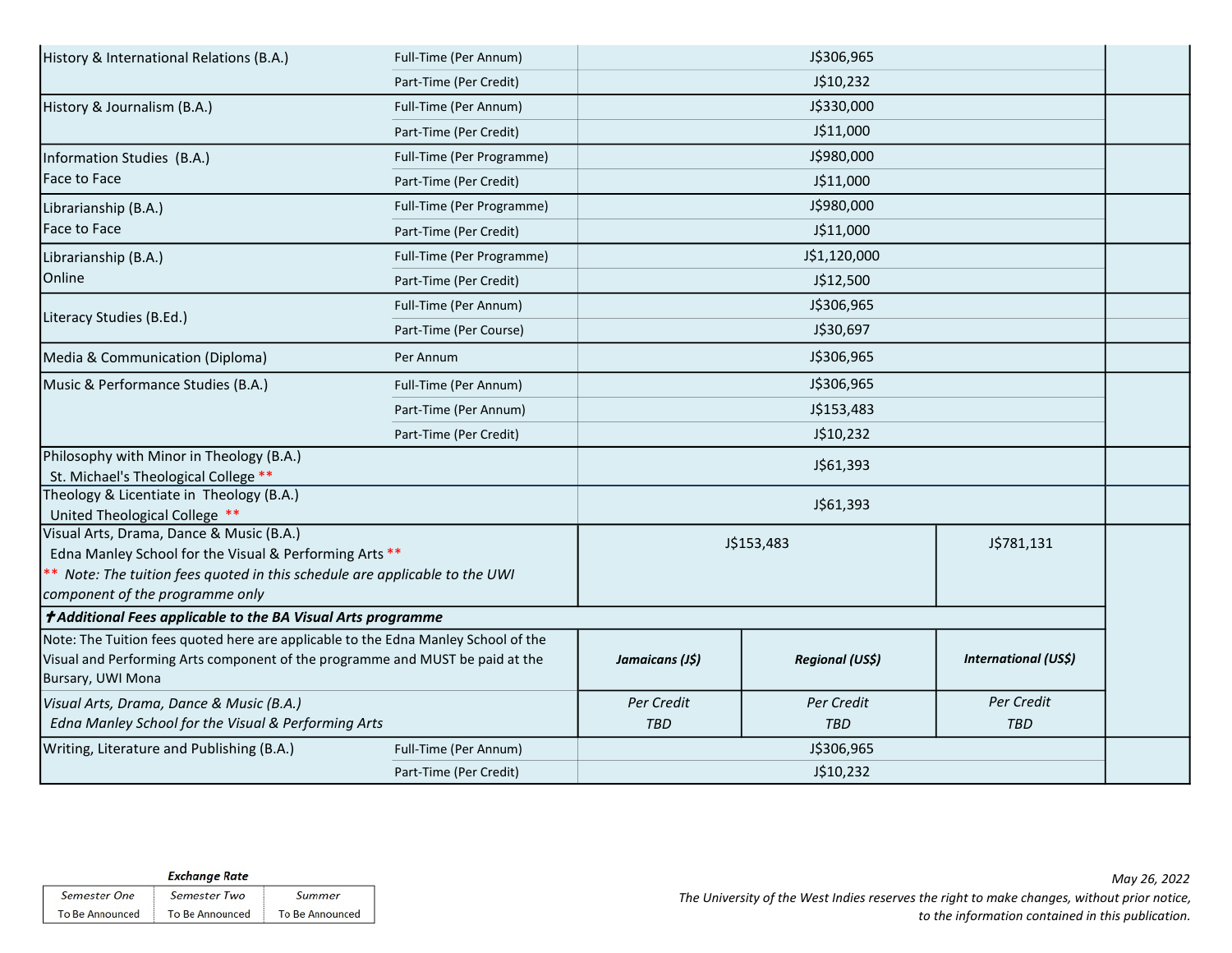| | | | | | |
|---|---|---|---|---|---|
| History & International Relations (B.A.) | Full-Time (Per Annum) | J$306,965 | | | |
| | Part-Time (Per Credit) | J$10,232 | | | |
| History & Journalism (B.A.) | Full-Time (Per Annum) | J$330,000 | | | |
| | Part-Time (Per Credit) | J$11,000 | | | |
| Information Studies (B.A.) Face to Face | Full-Time (Per Programme) | J$980,000 | | | |
| | Part-Time (Per Credit) | J$11,000 | | | |
| Librarianship (B.A.) Face to Face | Full-Time (Per Programme) | J$980,000 | | | |
| | Part-Time (Per Credit) | J$11,000 | | | |
| Librarianship (B.A.) Online | Full-Time (Per Programme) | J$1,120,000 | | | |
| | Part-Time (Per Credit) | J$12,500 | | | |
| Literacy Studies (B.Ed.) | Full-Time (Per Annum) | J$306,965 | | | |
| | Part-Time (Per Course) | J$30,697 | | | |
| Media & Communication (Diploma) | Per Annum | J$306,965 | | | |
| Music & Performance Studies (B.A.) | Full-Time (Per Annum) | J$306,965 | | | |
| | Part-Time (Per Annum) | J$153,483 | | | |
| | Part-Time (Per Credit) | J$10,232 | | | |
| Philosophy with Minor in Theology (B.A.) St. Michael's Theological College ** | | J$61,393 | | | |
| Theology & Licentiate in Theology (B.A.) United Theological College ** | | J$61,393 | | | |
| Visual Arts, Drama, Dance & Music (B.A.) Edna Manley School for the Visual & Performing Arts ** | | J$153,483 | | J$781,131 | |
| ** *Note: The tuition fees quoted in this schedule are applicable to the UWI component of the programme only* | | | | | |
| ***✝Additional Fees applicable to the BA Visual Arts programme*** | | | | | |
| Note: The Tuition fees quoted here are applicable to the Edna Manley School of the Visual and Performing Arts component of the programme and MUST be paid at the Bursary, UWI Mona | | ***Jamaicans (J$)*** | ***Regional (US$)*** | ***International (US$)*** | |
| *Visual Arts, Drama, Dance & Music (B.A.) Edna Manley School for the Visual & Performing Arts* | | *Per Credit TBD* | *Per Credit TBD* | *Per Credit TBD* | |
| Writing, Literature and Publishing (B.A.) | Full-Time (Per Annum) | J$306,965 | | | |
| | Part-Time (Per Credit) | J$10,232 | | | |

***Exchange Rate***

| *Semester One* | *Semester Two* | *Summer* |
|---|---|---|
| To Be Announced | To Be Announced | To Be Announced |

*May 26, 2022*

*The University of the West Indies reserves the right to make changes, without prior notice, to the information contained in this publication.*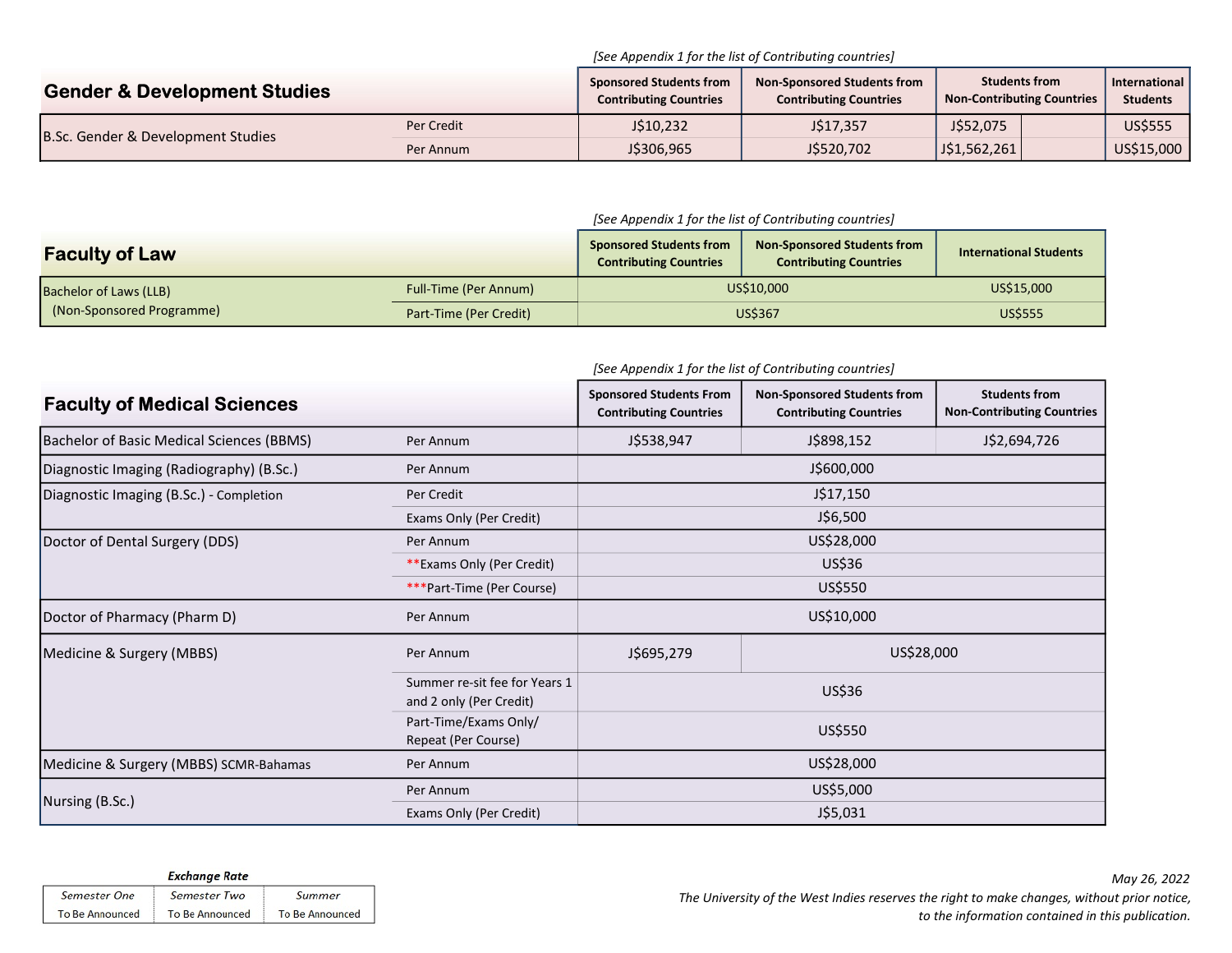*[See Appendix 1 for the list of Contributing countries]*

## Gender & Development Studies

| | | Sponsored Students from Contributing Countries | Non-Sponsored Students from Contributing Countries | Students from Non-Contributing Countries | International Students |
|---|---|---|---|---|---|
| B.Sc. Gender & Development Studies | Per Credit | J$10,232 | J$17,357 | J$52,075 | US$555 |
| | Per Annum | J$306,965 | J$520,702 | J$1,562,261 | US$15,000 |

*[See Appendix 1 for the list of Contributing countries]*

## Faculty of Law

| | | Sponsored Students from Contributing Countries | Non-Sponsored Students from Contributing Countries | International Students |
|---|---|---|---|---|
| Bachelor of Laws (LLB) (Non-Sponsored Programme) | Full-Time (Per Annum) | US$10,000 | | US$15,000 |
| | Part-Time (Per Credit) | US$367 | | US$555 |

*[See Appendix 1 for the list of Contributing countries]*

## Faculty of Medical Sciences

| | | Sponsored Students From Contributing Countries | Non-Sponsored Students from Contributing Countries | Students from Non-Contributing Countries |
|---|---|---|---|---|
| Bachelor of Basic Medical Sciences (BBMS) | Per Annum | J$538,947 | J$898,152 | J$2,694,726 |
| Diagnostic Imaging (Radiography) (B.Sc.) | Per Annum | J$600,000 | | |
| Diagnostic Imaging (B.Sc.) - Completion | Per Credit | J$17,150 | | |
| | Exams Only (Per Credit) | J$6,500 | | |
| Doctor of Dental Surgery (DDS) | Per Annum | US$28,000 | | |
| | **Exams Only (Per Credit) | US$36 | | |
| | ***Part-Time (Per Course) | US$550 | | |
| Doctor of Pharmacy (Pharm D) | Per Annum | US$10,000 | | |
| Medicine & Surgery (MBBS) | Per Annum | J$695,279 | US$28,000 | |
| | Summer re-sit fee for Years 1 and 2 only (Per Credit) | US$36 | | |
| | Part-Time/Exams Only/ Repeat (Per Course) | US$550 | | |
| Medicine & Surgery (MBBS) SCMR-Bahamas | Per Annum | US$28,000 | | |
| Nursing (B.Sc.) | Per Annum | US$5,000 | | |
| | Exams Only (Per Credit) | J$5,031 | | |

**Exchange Rate**

| Semester One | Semester Two | Summer |
|---|---|---|
| To Be Announced | To Be Announced | To Be Announced |

*May 26, 2022*

*The University of the West Indies reserves the right to make changes, without prior notice, to the information contained in this publication.*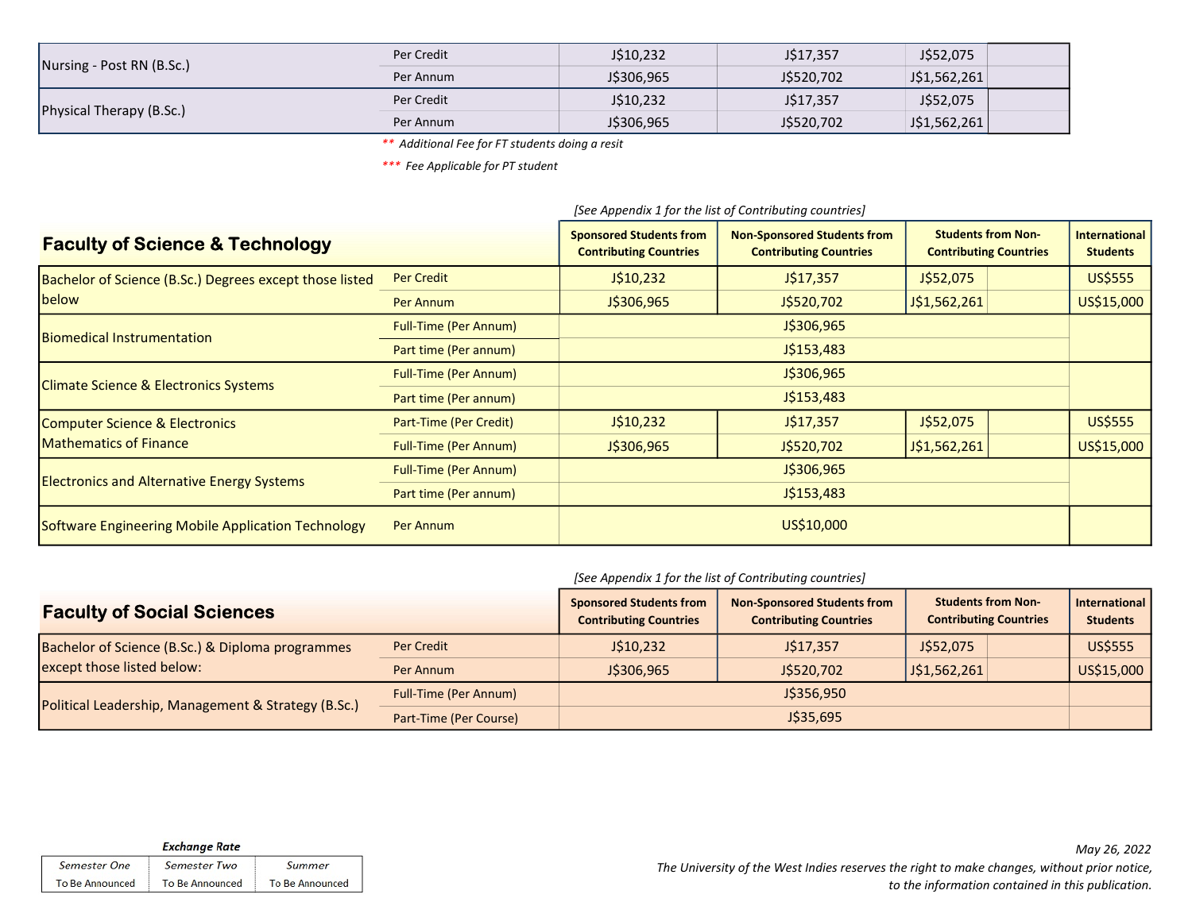| | | | | | |
|---|---|---|---|---|---|
| Nursing - Post RN (B.Sc.) | Per Credit | J$10,232 | J$17,357 | J$52,075 | |
| | Per Annum | J$306,965 | J$520,702 | J$1,562,261 | |
| Physical Therapy (B.Sc.) | Per Credit | J$10,232 | J$17,357 | J$52,075 | |
| | Per Annum | J$306,965 | J$520,702 | J$1,562,261 | |

*\*\* Additional Fee for FT students doing a resit*

*\*\*\* Fee Applicable for PT student*

*[See Appendix 1 for the list of Contributing countries]*

| Faculty of Science & Technology | | Sponsored Students from Contributing Countries | Non-Sponsored Students from Contributing Countries | Students from Non-Contributing Countries | International Students |
|---|---|---|---|---|---|
| Bachelor of Science (B.Sc.) Degrees except those listed below | Per Credit | J$10,232 | J$17,357 | J$52,075 | US$555 |
| | Per Annum | J$306,965 | J$520,702 | J$1,562,261 | US$15,000 |
| Biomedical Instrumentation | Full-Time (Per Annum) | J$306,965 | | | |
| | Part time (Per annum) | J$153,483 | | | |
| Climate Science & Electronics Systems | Full-Time (Per Annum) | J$306,965 | | | |
| | Part time (Per annum) | J$153,483 | | | |
| Computer Science & Electronics<br>Mathematics of Finance | Part-Time (Per Credit) | J$10,232 | J$17,357 | J$52,075 | US$555 |
| | Full-Time (Per Annum) | J$306,965 | J$520,702 | J$1,562,261 | US$15,000 |
| Electronics and Alternative Energy Systems | Full-Time (Per Annum) | J$306,965 | | | |
| | Part time (Per annum) | J$153,483 | | | |
| Software Engineering Mobile Application Technology | Per Annum | US$10,000 | | | |

*[See Appendix 1 for the list of Contributing countries]*

| Faculty of Social Sciences | | Sponsored Students from Contributing Countries | Non-Sponsored Students from Contributing Countries | Students from Non-Contributing Countries | International Students |
|---|---|---|---|---|---|
| Bachelor of Science (B.Sc.) & Diploma programmes except those listed below: | Per Credit | J$10,232 | J$17,357 | J$52,075 | US$555 |
| | Per Annum | J$306,965 | J$520,702 | J$1,562,261 | US$15,000 |
| Political Leadership, Management & Strategy (B.Sc.) | Full-Time (Per Annum) | J$356,950 | | | |
| | Part-Time (Per Course) | J$35,695 | | | |

***Exchange Rate***

| *Semester One* | *Semester Two* | *Summer* |
|---|---|---|
| To Be Announced | To Be Announced | To Be Announced |

*May 26, 2022*

*The University of the West Indies reserves the right to make changes, without prior notice, to the information contained in this publication.*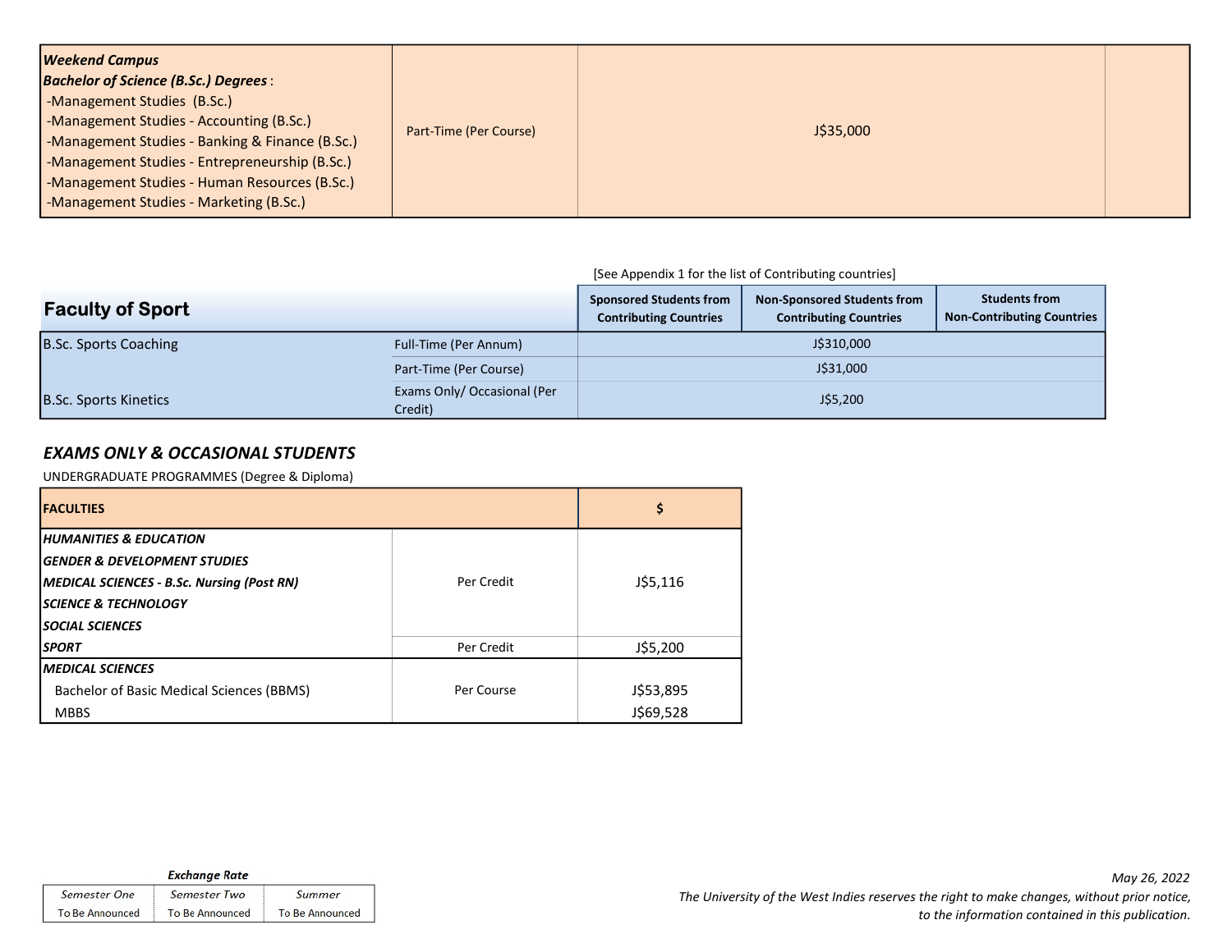| | | | |
|---|---|---|---|
| ***Weekend Campus*** <br> ***Bachelor of Science (B.Sc.) Degrees***: <br> -Management Studies (B.Sc.) <br> -Management Studies - Accounting (B.Sc.) <br> -Management Studies - Banking & Finance (B.Sc.) <br> -Management Studies - Entrepreneurship (B.Sc.) <br> -Management Studies - Human Resources (B.Sc.) <br> -Management Studies - Marketing (B.Sc.) | Part-Time (Per Course) | J$35,000 | |

[See Appendix 1 for the list of Contributing countries]

| Faculty of Sport | | Sponsored Students from Contributing Countries | Non-Sponsored Students from Contributing Countries | Students from Non-Contributing Countries |
|---|---|---|---|---|
| B.Sc. Sports Coaching | Full-Time (Per Annum) | J$310,000 | | |
| | Part-Time (Per Course) | J$31,000 | | |
| B.Sc. Sports Kinetics | Exams Only/ Occasional (Per Credit) | J$5,200 | | |

## *EXAMS ONLY & OCCASIONAL STUDENTS*

UNDERGRADUATE PROGRAMMES (Degree & Diploma)

| FACULTIES | | $ |
|---|---|---|
| ***HUMANITIES & EDUCATION*** <br> ***GENDER & DEVELOPMENT STUDIES*** <br> ***MEDICAL SCIENCES - B.Sc. Nursing (Post RN)*** <br> ***SCIENCE & TECHNOLOGY*** <br> ***SOCIAL SCIENCES*** | Per Credit | J$5,116 |
| ***SPORT*** | Per Credit | J$5,200 |
| ***MEDICAL SCIENCES*** | | |
| Bachelor of Basic Medical Sciences (BBMS) | Per Course | J$53,895 |
| MBBS | | J$69,528 |

**Exchange Rate**

| Semester One | Semester Two | Summer |
|---|---|---|
| To Be Announced | To Be Announced | To Be Announced |

*May 26, 2022*

*The University of the West Indies reserves the right to make changes, without prior notice, to the information contained in this publication.*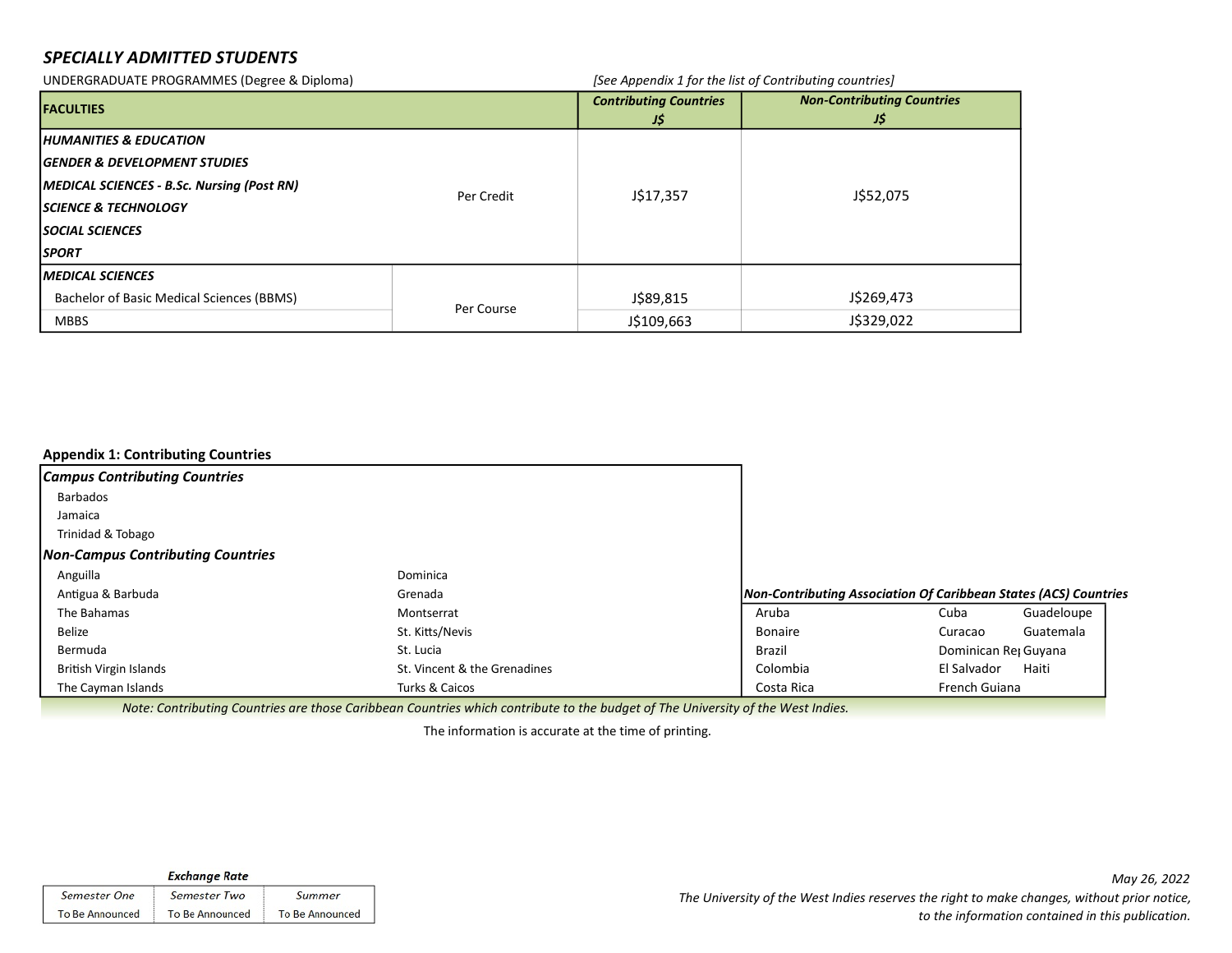## *SPECIALLY ADMITTED STUDENTS*

UNDERGRADUATE PROGRAMMES (Degree & Diploma)

*[See Appendix 1 for the list of Contributing countries]*

| **FACULTIES** | | ***Contributing Countries J$*** | ***Non-Contributing Countries J$*** |
|---|---|---|---|
| ***HUMANITIES & EDUCATION***<br>***GENDER & DEVELOPMENT STUDIES***<br>***MEDICAL SCIENCES - B.Sc. Nursing (Post RN)***<br>***SCIENCE & TECHNOLOGY***<br>***SOCIAL SCIENCES***<br>***SPORT*** | Per Credit | J$17,357 | J$52,075 |
| ***MEDICAL SCIENCES*** | | | |
| Bachelor of Basic Medical Sciences (BBMS) | Per Course | J$89,815 | J$269,473 |
| MBBS | Per Course | J$109,663 | J$329,022 |

### Appendix 1: Contributing Countries

***Campus Contributing Countries***

- Barbados
- Jamaica
- Trinidad & Tobago

***Non-Campus Contributing Countries***

| | |
|---|---|
| Anguilla | Dominica |
| Antigua & Barbuda | Grenada |
| The Bahamas | Montserrat |
| Belize | St. Kitts/Nevis |
| Bermuda | St. Lucia |
| British Virgin Islands | St. Vincent & the Grenadines |
| The Cayman Islands | Turks & Caicos |

***Non-Contributing Association Of Caribbean States (ACS) Countries***

| | | |
|---|---|---|
| Aruba | Cuba | Guadeloupe |
| Bonaire | Curacao | Guatemala |
| Brazil | Dominican Re | Guyana |
| Colombia | El Salvador | Haiti |
| Costa Rica | French Guiana | |

*Note: Contributing Countries are those Caribbean Countries which contribute to the budget of The University of the West Indies.*

The information is accurate at the time of printing.

**Exchange Rate**

| *Semester One* | *Semester Two* | *Summer* |
|---|---|---|
| To Be Announced | To Be Announced | To Be Announced |

*May 26, 2022*

*The University of the West Indies reserves the right to make changes, without prior notice, to the information contained in this publication.*